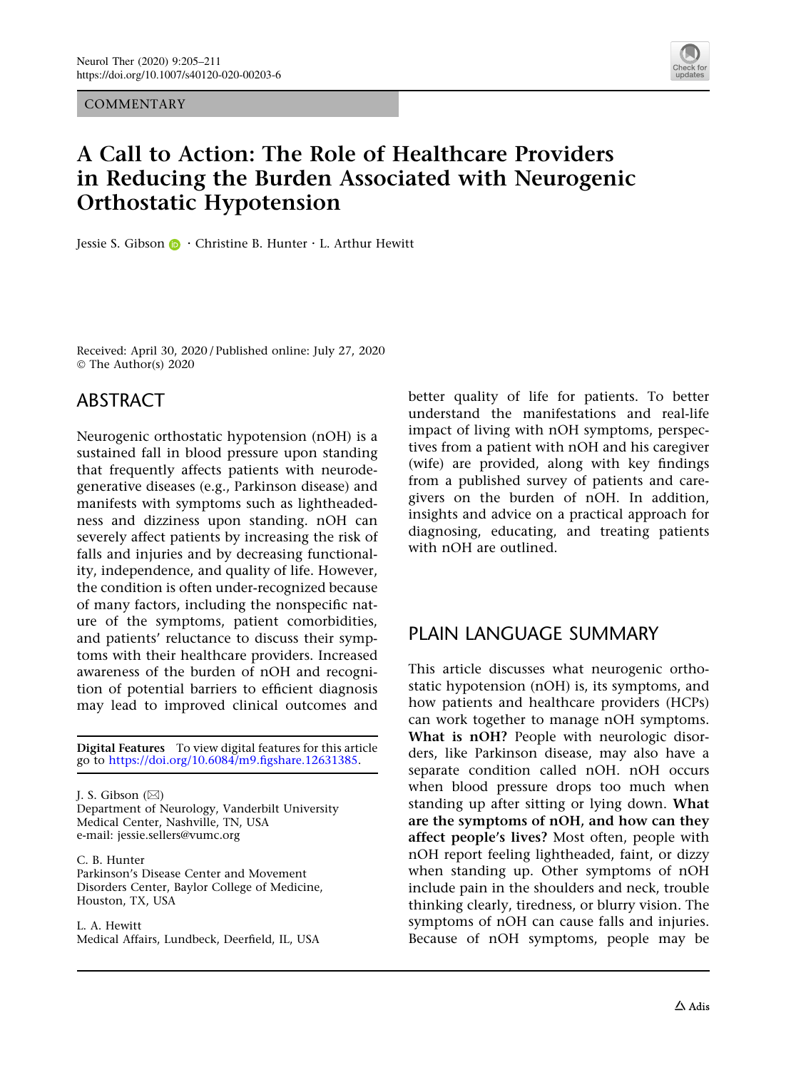COMMENTARY

# A Call to Action: The Role of Healthcare Providers in Reducing the Burden Associated with Neurogenic Orthostatic Hypotension

Jessie S. Gibson · Christine B. Hunter · L. Arthur Hewitt

Received: April 30, 2020 / Published online: July 27, 2020
© The Author(s) 2020

## ABSTRACT

Neurogenic orthostatic hypotension (nOH) is a sustained fall in blood pressure upon standing that frequently affects patients with neurodegenerative diseases (e.g., Parkinson disease) and manifests with symptoms such as lightheadedness and dizziness upon standing. nOH can severely affect patients by increasing the risk of falls and injuries and by decreasing functionality, independence, and quality of life. However, the condition is often under-recognized because of many factors, including the nonspecific nature of the symptoms, patient comorbidities, and patients' reluctance to discuss their symptoms with their healthcare providers. Increased awareness of the burden of nOH and recognition of potential barriers to efficient diagnosis may lead to improved clinical outcomes and better quality of life for patients. To better understand the manifestations and real-life impact of living with nOH symptoms, perspectives from a patient with nOH and his caregiver (wife) are provided, along with key findings from a published survey of patients and caregivers on the burden of nOH. In addition, insights and advice on a practical approach for diagnosing, educating, and treating patients with nOH are outlined.

**Digital Features** To view digital features for this article go to https://doi.org/10.6084/m9.figshare.12631385.

J. S. Gibson (✉)
Department of Neurology, Vanderbilt University Medical Center, Nashville, TN, USA
e-mail: jessie.sellers@vumc.org

C. B. Hunter
Parkinson's Disease Center and Movement Disorders Center, Baylor College of Medicine, Houston, TX, USA

L. A. Hewitt
Medical Affairs, Lundbeck, Deerfield, IL, USA

## PLAIN LANGUAGE SUMMARY

This article discusses what neurogenic orthostatic hypotension (nOH) is, its symptoms, and how patients and healthcare providers (HCPs) can work together to manage nOH symptoms. **What is nOH?** People with neurologic disorders, like Parkinson disease, may also have a separate condition called nOH. nOH occurs when blood pressure drops too much when standing up after sitting or lying down. **What are the symptoms of nOH, and how can they affect people's lives?** Most often, people with nOH report feeling lightheaded, faint, or dizzy when standing up. Other symptoms of nOH include pain in the shoulders and neck, trouble thinking clearly, tiredness, or blurry vision. The symptoms of nOH can cause falls and injuries. Because of nOH symptoms, people may be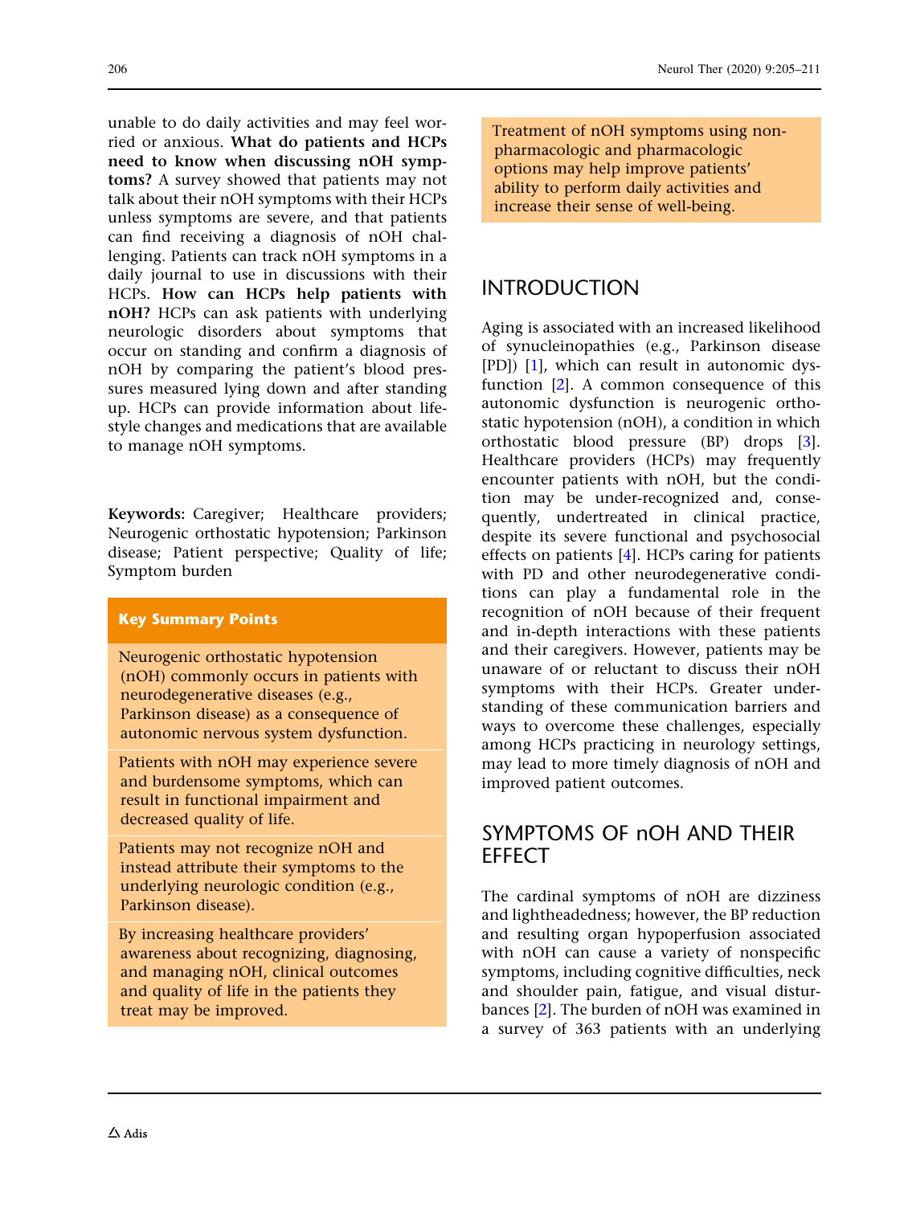unable to do daily activities and may feel worried or anxious. **What do patients and HCPs need to know when discussing nOH symptoms?** A survey showed that patients may not talk about their nOH symptoms with their HCPs unless symptoms are severe, and that patients can find receiving a diagnosis of nOH challenging. Patients can track nOH symptoms in a daily journal to use in discussions with their HCPs. **How can HCPs help patients with nOH?** HCPs can ask patients with underlying neurologic disorders about symptoms that occur on standing and confirm a diagnosis of nOH by comparing the patient's blood pressures measured lying down and after standing up. HCPs can provide information about lifestyle changes and medications that are available to manage nOH symptoms.

**Keywords:** Caregiver; Healthcare providers; Neurogenic orthostatic hypotension; Parkinson disease; Patient perspective; Quality of life; Symptom burden

**Key Summary Points**

- Neurogenic orthostatic hypotension (nOH) commonly occurs in patients with neurodegenerative diseases (e.g., Parkinson disease) as a consequence of autonomic nervous system dysfunction.
- Patients with nOH may experience severe and burdensome symptoms, which can result in functional impairment and decreased quality of life.
- Patients may not recognize nOH and instead attribute their symptoms to the underlying neurologic condition (e.g., Parkinson disease).
- By increasing healthcare providers' awareness about recognizing, diagnosing, and managing nOH, clinical outcomes and quality of life in the patients they treat may be improved.
- Treatment of nOH symptoms using non-pharmacologic and pharmacologic options may help improve patients' ability to perform daily activities and increase their sense of well-being.

## INTRODUCTION

Aging is associated with an increased likelihood of synucleinopathies (e.g., Parkinson disease [PD]) [1], which can result in autonomic dysfunction [2]. A common consequence of this autonomic dysfunction is neurogenic orthostatic hypotension (nOH), a condition in which orthostatic blood pressure (BP) drops [3]. Healthcare providers (HCPs) may frequently encounter patients with nOH, but the condition may be under-recognized and, consequently, undertreated in clinical practice, despite its severe functional and psychosocial effects on patients [4]. HCPs caring for patients with PD and other neurodegenerative conditions can play a fundamental role in the recognition of nOH because of their frequent and in-depth interactions with these patients and their caregivers. However, patients may be unaware of or reluctant to discuss their nOH symptoms with their HCPs. Greater understanding of these communication barriers and ways to overcome these challenges, especially among HCPs practicing in neurology settings, may lead to more timely diagnosis of nOH and improved patient outcomes.

## SYMPTOMS OF nOH AND THEIR EFFECT

The cardinal symptoms of nOH are dizziness and lightheadedness; however, the BP reduction and resulting organ hypoperfusion associated with nOH can cause a variety of nonspecific symptoms, including cognitive difficulties, neck and shoulder pain, fatigue, and visual disturbances [2]. The burden of nOH was examined in a survey of 363 patients with an underlying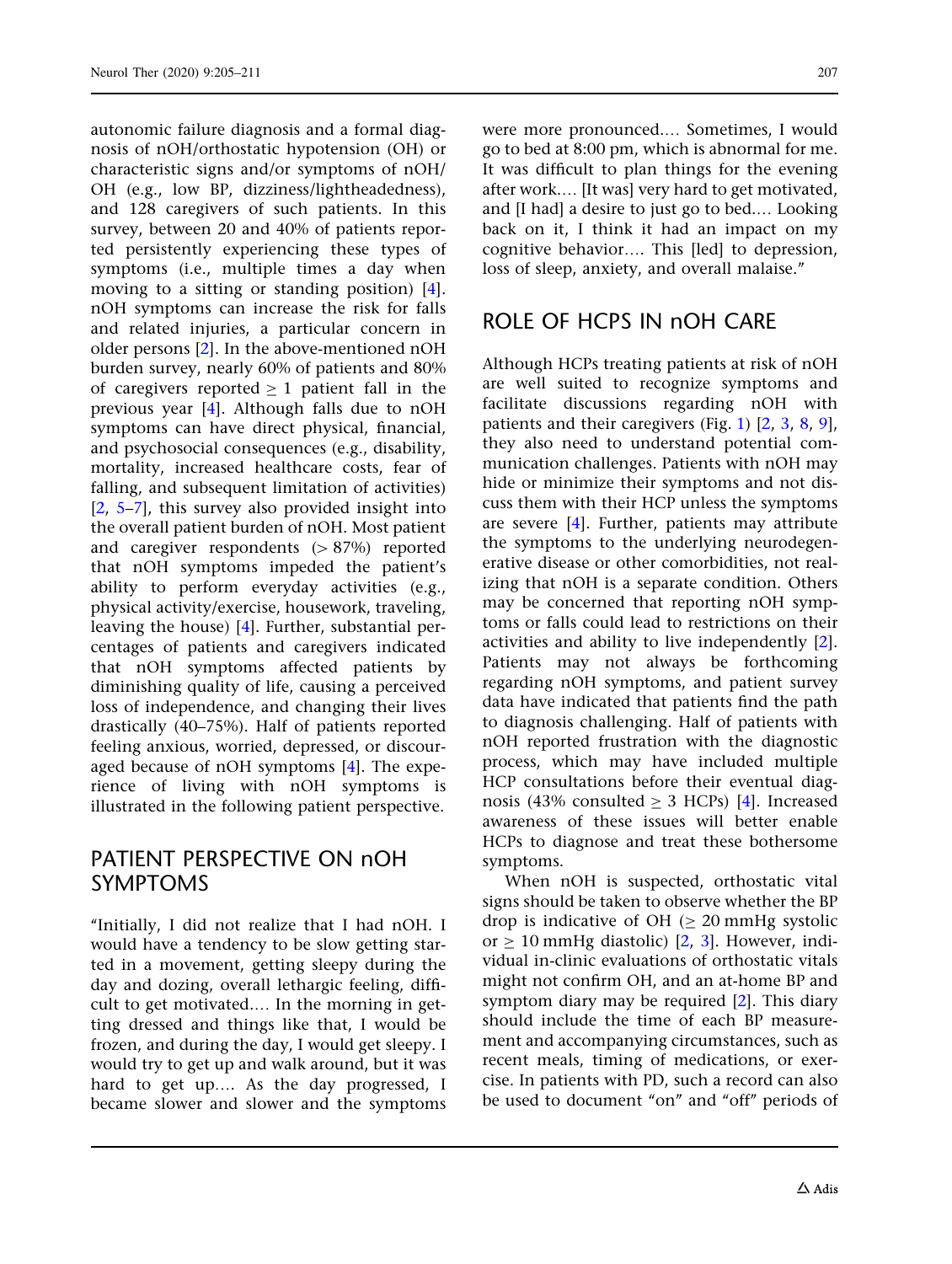autonomic failure diagnosis and a formal diagnosis of nOH/orthostatic hypotension (OH) or characteristic signs and/or symptoms of nOH/OH (e.g., low BP, dizziness/lightheadedness), and 128 caregivers of such patients. In this survey, between 20 and 40% of patients reported persistently experiencing these types of symptoms (i.e., multiple times a day when moving to a sitting or standing position) [4]. nOH symptoms can increase the risk for falls and related injuries, a particular concern in older persons [2]. In the above-mentioned nOH burden survey, nearly 60% of patients and 80% of caregivers reported $\geq 1$ patient fall in the previous year [4]. Although falls due to nOH symptoms can have direct physical, financial, and psychosocial consequences (e.g., disability, mortality, increased healthcare costs, fear of falling, and subsequent limitation of activities) [2, 5–7], this survey also provided insight into the overall patient burden of nOH. Most patient and caregiver respondents (> 87%) reported that nOH symptoms impeded the patient's ability to perform everyday activities (e.g., physical activity/exercise, housework, traveling, leaving the house) [4]. Further, substantial percentages of patients and caregivers indicated that nOH symptoms affected patients by diminishing quality of life, causing a perceived loss of independence, and changing their lives drastically (40–75%). Half of patients reported feeling anxious, worried, depressed, or discouraged because of nOH symptoms [4]. The experience of living with nOH symptoms is illustrated in the following patient perspective.

## PATIENT PERSPECTIVE ON nOH SYMPTOMS

"Initially, I did not realize that I had nOH. I would have a tendency to be slow getting started in a movement, getting sleepy during the day and dozing, overall lethargic feeling, difficult to get motivated.… In the morning in getting dressed and things like that, I would be frozen, and during the day, I would get sleepy. I would try to get up and walk around, but it was hard to get up…. As the day progressed, I became slower and slower and the symptoms were more pronounced.… Sometimes, I would go to bed at 8:00 pm, which is abnormal for me. It was difficult to plan things for the evening after work.… [It was] very hard to get motivated, and [I had] a desire to just go to bed.… Looking back on it, I think it had an impact on my cognitive behavior…. This [led] to depression, loss of sleep, anxiety, and overall malaise."

## ROLE OF HCPS IN nOH CARE

Although HCPs treating patients at risk of nOH are well suited to recognize symptoms and facilitate discussions regarding nOH with patients and their caregivers (Fig. 1) [2, 3, 8, 9], they also need to understand potential communication challenges. Patients with nOH may hide or minimize their symptoms and not discuss them with their HCP unless the symptoms are severe [4]. Further, patients may attribute the symptoms to the underlying neurodegenerative disease or other comorbidities, not realizing that nOH is a separate condition. Others may be concerned that reporting nOH symptoms or falls could lead to restrictions on their activities and ability to live independently [2]. Patients may not always be forthcoming regarding nOH symptoms, and patient survey data have indicated that patients find the path to diagnosis challenging. Half of patients with nOH reported frustration with the diagnostic process, which may have included multiple HCP consultations before their eventual diagnosis (43% consulted $\geq 3$ HCPs) [4]. Increased awareness of these issues will better enable HCPs to diagnose and treat these bothersome symptoms.

When nOH is suspected, orthostatic vital signs should be taken to observe whether the BP drop is indicative of OH ($\geq 20$ mmHg systolic or $\geq 10$ mmHg diastolic) [2, 3]. However, individual in-clinic evaluations of orthostatic vitals might not confirm OH, and an at-home BP and symptom diary may be required [2]. This diary should include the time of each BP measurement and accompanying circumstances, such as recent meals, timing of medications, or exercise. In patients with PD, such a record can also be used to document "on" and "off" periods of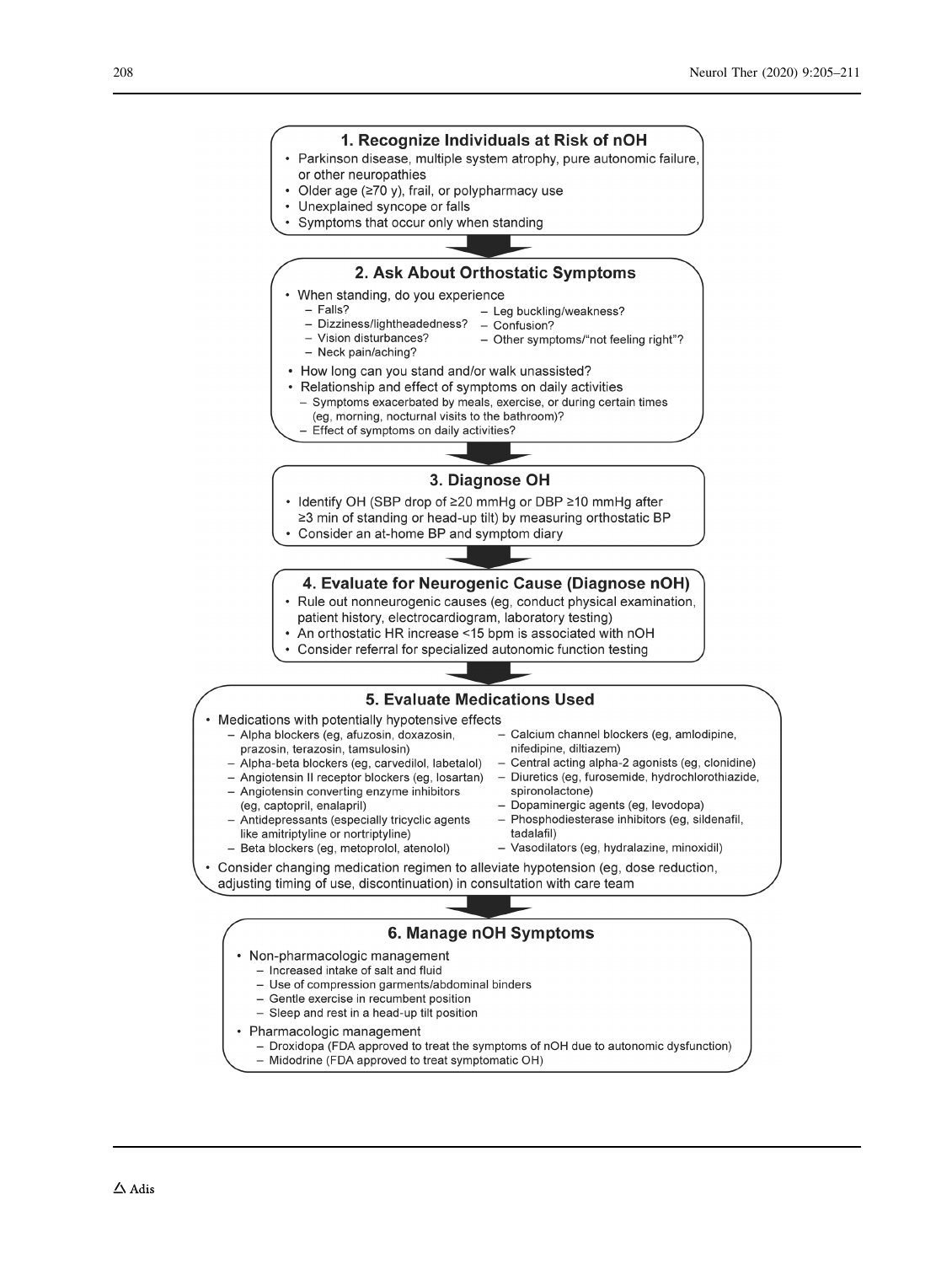### 1. Recognize Individuals at Risk of nOH

- Parkinson disease, multiple system atrophy, pure autonomic failure, or other neuropathies
- Older age (≥70 y), frail, or polypharmacy use
- Unexplained syncope or falls
- Symptoms that occur only when standing

### 2. Ask About Orthostatic Symptoms

- When standing, do you experience
  - Falls?
  - Dizziness/lightheadedness?
  - Vision disturbances?
  - Neck pain/aching?
  - Leg buckling/weakness?
  - Confusion?
  - Other symptoms/"not feeling right"?
- How long can you stand and/or walk unassisted?
- Relationship and effect of symptoms on daily activities
  - Symptoms exacerbated by meals, exercise, or during certain times (eg, morning, nocturnal visits to the bathroom)?
  - Effect of symptoms on daily activities?

### 3. Diagnose OH

- Identify OH (SBP drop of ≥20 mmHg or DBP ≥10 mmHg after ≥3 min of standing or head-up tilt) by measuring orthostatic BP
- Consider an at-home BP and symptom diary

### 4. Evaluate for Neurogenic Cause (Diagnose nOH)

- Rule out nonneurogenic causes (eg, conduct physical examination, patient history, electrocardiogram, laboratory testing)
- An orthostatic HR increase <15 bpm is associated with nOH
- Consider referral for specialized autonomic function testing

### 5. Evaluate Medications Used

- Medications with potentially hypotensive effects
  - Alpha blockers (eg, afuzosin, doxazosin, prazosin, terazosin, tamsulosin)
  - Alpha-beta blockers (eg, carvedilol, labetalol)
  - Angiotensin II receptor blockers (eg, losartan)
  - Angiotensin converting enzyme inhibitors (eg, captopril, enalapril)
  - Antidepressants (especially tricyclic agents like amitriptyline or nortriptyline)
  - Beta blockers (eg, metoprolol, atenolol)
  - Calcium channel blockers (eg, amlodipine, nifedipine, diltiazem)
  - Central acting alpha-2 agonists (eg, clonidine)
  - Diuretics (eg, furosemide, hydrochlorothiazide, spironolactone)
  - Dopaminergic agents (eg, levodopa)
  - Phosphodiesterase inhibitors (eg, sildenafil, tadalafil)
  - Vasodilators (eg, hydralazine, minoxidil)
- Consider changing medication regimen to alleviate hypotension (eg, dose reduction, adjusting timing of use, discontinuation) in consultation with care team

### 6. Manage nOH Symptoms

- Non-pharmacologic management
  - Increased intake of salt and fluid
  - Use of compression garments/abdominal binders
  - Gentle exercise in recumbent position
  - Sleep and rest in a head-up tilt position
- Pharmacologic management
  - Droxidopa (FDA approved to treat the symptoms of nOH due to autonomic dysfunction)
  - Midodrine (FDA approved to treat symptomatic OH)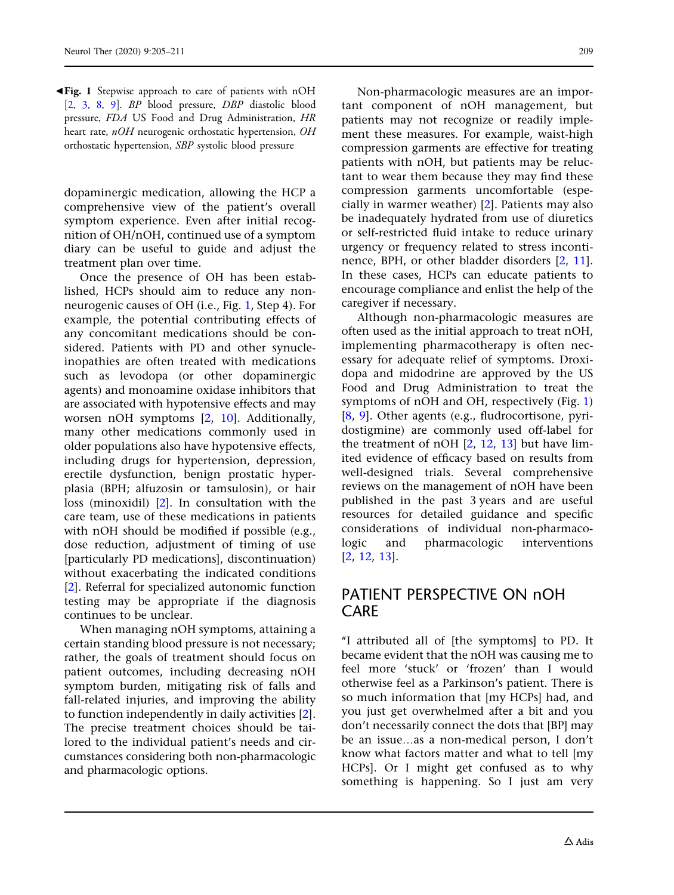◀**Fig. 1** Stepwise approach to care of patients with nOH [2, 3, 8, 9]. *BP* blood pressure, *DBP* diastolic blood pressure, *FDA* US Food and Drug Administration, *HR* heart rate, *nOH* neurogenic orthostatic hypertension, *OH* orthostatic hypertension, *SBP* systolic blood pressure

dopaminergic medication, allowing the HCP a comprehensive view of the patient's overall symptom experience. Even after initial recognition of OH/nOH, continued use of a symptom diary can be useful to guide and adjust the treatment plan over time.

Once the presence of OH has been established, HCPs should aim to reduce any non-neurogenic causes of OH (i.e., Fig. 1, Step 4). For example, the potential contributing effects of any concomitant medications should be considered. Patients with PD and other synucleinopathies are often treated with medications such as levodopa (or other dopaminergic agents) and monoamine oxidase inhibitors that are associated with hypotensive effects and may worsen nOH symptoms [2, 10]. Additionally, many other medications commonly used in older populations also have hypotensive effects, including drugs for hypertension, depression, erectile dysfunction, benign prostatic hyperplasia (BPH; alfuzosin or tamsulosin), or hair loss (minoxidil) [2]. In consultation with the care team, use of these medications in patients with nOH should be modified if possible (e.g., dose reduction, adjustment of timing of use [particularly PD medications], discontinuation) without exacerbating the indicated conditions [2]. Referral for specialized autonomic function testing may be appropriate if the diagnosis continues to be unclear.

When managing nOH symptoms, attaining a certain standing blood pressure is not necessary; rather, the goals of treatment should focus on patient outcomes, including decreasing nOH symptom burden, mitigating risk of falls and fall-related injuries, and improving the ability to function independently in daily activities [2]. The precise treatment choices should be tailored to the individual patient's needs and circumstances considering both non-pharmacologic and pharmacologic options.

Non-pharmacologic measures are an important component of nOH management, but patients may not recognize or readily implement these measures. For example, waist-high compression garments are effective for treating patients with nOH, but patients may be reluctant to wear them because they may find these compression garments uncomfortable (especially in warmer weather) [2]. Patients may also be inadequately hydrated from use of diuretics or self-restricted fluid intake to reduce urinary urgency or frequency related to stress incontinence, BPH, or other bladder disorders [2, 11]. In these cases, HCPs can educate patients to encourage compliance and enlist the help of the caregiver if necessary.

Although non-pharmacologic measures are often used as the initial approach to treat nOH, implementing pharmacotherapy is often necessary for adequate relief of symptoms. Droxidopa and midodrine are approved by the US Food and Drug Administration to treat the symptoms of nOH and OH, respectively (Fig. 1) [8, 9]. Other agents (e.g., fludrocortisone, pyridostigmine) are commonly used off-label for the treatment of nOH [2, 12, 13] but have limited evidence of efficacy based on results from well-designed trials. Several comprehensive reviews on the management of nOH have been published in the past 3 years and are useful resources for detailed guidance and specific considerations of individual non-pharmacologic and pharmacologic interventions [2, 12, 13].

## PATIENT PERSPECTIVE ON nOH CARE

"I attributed all of [the symptoms] to PD. It became evident that the nOH was causing me to feel more 'stuck' or 'frozen' than I would otherwise feel as a Parkinson's patient. There is so much information that [my HCPs] had, and you just get overwhelmed after a bit and you don't necessarily connect the dots that [BP] may be an issue…as a non-medical person, I don't know what factors matter and what to tell [my HCPs]. Or I might get confused as to why something is happening. So I just am very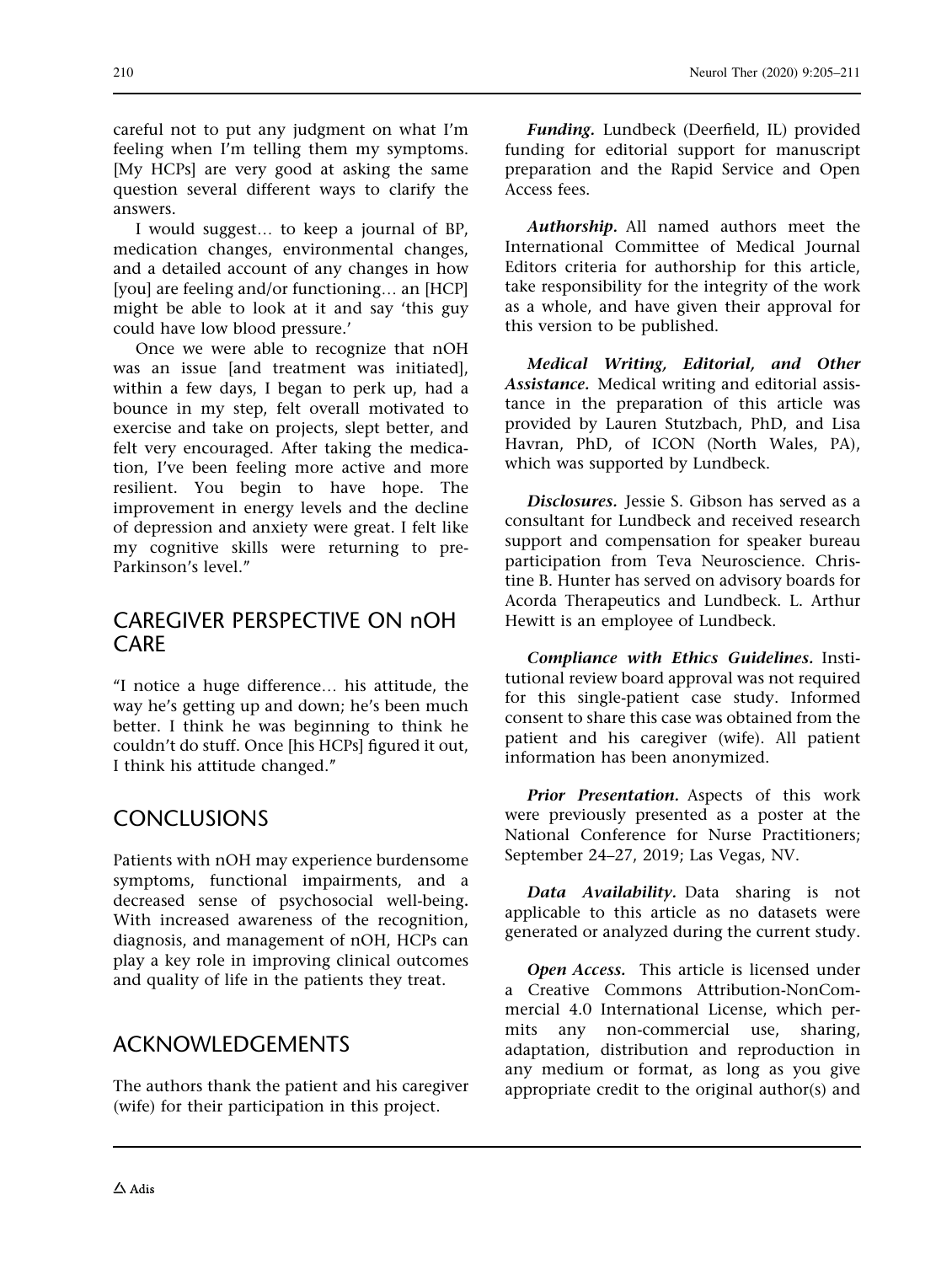careful not to put any judgment on what I'm feeling when I'm telling them my symptoms. [My HCPs] are very good at asking the same question several different ways to clarify the answers.

I would suggest… to keep a journal of BP, medication changes, environmental changes, and a detailed account of any changes in how [you] are feeling and/or functioning… an [HCP] might be able to look at it and say 'this guy could have low blood pressure.'

Once we were able to recognize that nOH was an issue [and treatment was initiated], within a few days, I began to perk up, had a bounce in my step, felt overall motivated to exercise and take on projects, slept better, and felt very encouraged. After taking the medication, I've been feeling more active and more resilient. You begin to have hope. The improvement in energy levels and the decline of depression and anxiety were great. I felt like my cognitive skills were returning to pre-Parkinson's level."

## CAREGIVER PERSPECTIVE ON nOH CARE

"I notice a huge difference… his attitude, the way he's getting up and down; he's been much better. I think he was beginning to think he couldn't do stuff. Once [his HCPs] figured it out, I think his attitude changed."

## CONCLUSIONS

Patients with nOH may experience burdensome symptoms, functional impairments, and a decreased sense of psychosocial well-being. With increased awareness of the recognition, diagnosis, and management of nOH, HCPs can play a key role in improving clinical outcomes and quality of life in the patients they treat.

## ACKNOWLEDGEMENTS

The authors thank the patient and his caregiver (wife) for their participation in this project.

***Funding.*** Lundbeck (Deerfield, IL) provided funding for editorial support for manuscript preparation and the Rapid Service and Open Access fees.

***Authorship.*** All named authors meet the International Committee of Medical Journal Editors criteria for authorship for this article, take responsibility for the integrity of the work as a whole, and have given their approval for this version to be published.

***Medical Writing, Editorial, and Other Assistance.*** Medical writing and editorial assistance in the preparation of this article was provided by Lauren Stutzbach, PhD, and Lisa Havran, PhD, of ICON (North Wales, PA), which was supported by Lundbeck.

***Disclosures.*** Jessie S. Gibson has served as a consultant for Lundbeck and received research support and compensation for speaker bureau participation from Teva Neuroscience. Christine B. Hunter has served on advisory boards for Acorda Therapeutics and Lundbeck. L. Arthur Hewitt is an employee of Lundbeck.

***Compliance with Ethics Guidelines.*** Institutional review board approval was not required for this single-patient case study. Informed consent to share this case was obtained from the patient and his caregiver (wife). All patient information has been anonymized.

***Prior Presentation.*** Aspects of this work were previously presented as a poster at the National Conference for Nurse Practitioners; September 24–27, 2019; Las Vegas, NV.

***Data Availability.*** Data sharing is not applicable to this article as no datasets were generated or analyzed during the current study.

***Open Access.*** This article is licensed under a Creative Commons Attribution-NonCommercial 4.0 International License, which permits any non-commercial use, sharing, adaptation, distribution and reproduction in any medium or format, as long as you give appropriate credit to the original author(s) and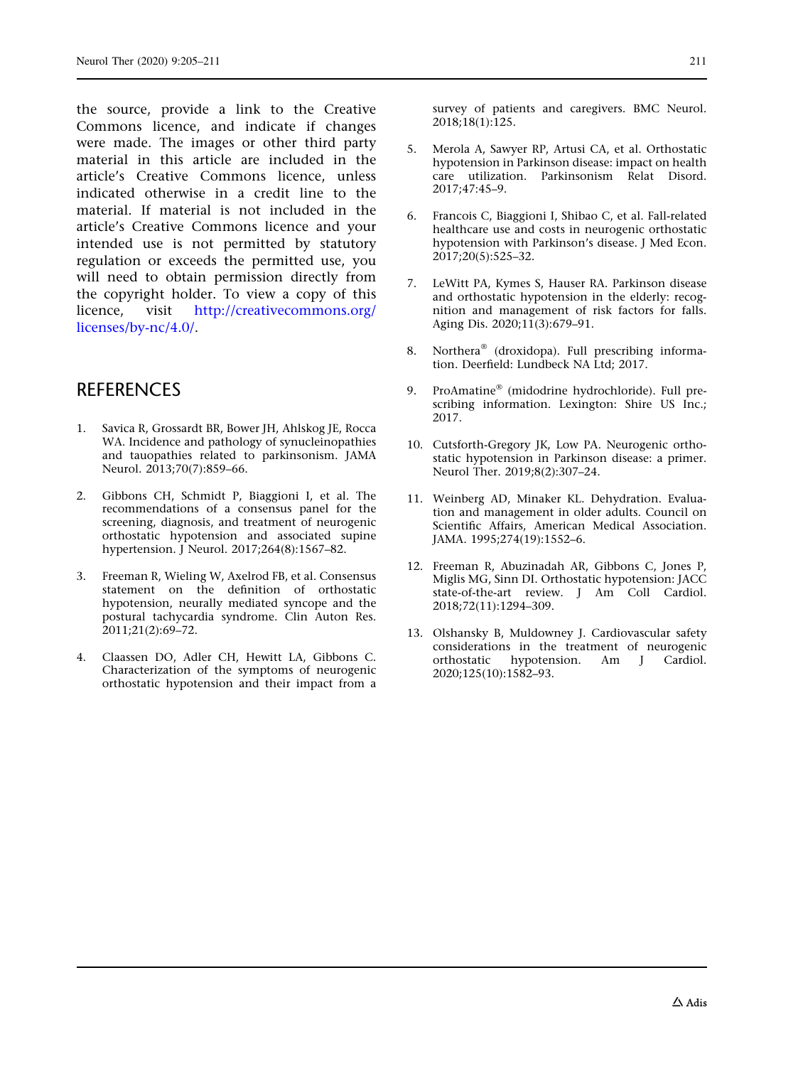the source, provide a link to the Creative Commons licence, and indicate if changes were made. The images or other third party material in this article are included in the article's Creative Commons licence, unless indicated otherwise in a credit line to the material. If material is not included in the article's Creative Commons licence and your intended use is not permitted by statutory regulation or exceeds the permitted use, you will need to obtain permission directly from the copyright holder. To view a copy of this licence, visit http://creativecommons.org/licenses/by-nc/4.0/.

## REFERENCES

1. Savica R, Grossardt BR, Bower JH, Ahlskog JE, Rocca WA. Incidence and pathology of synucleinopathies and tauopathies related to parkinsonism. JAMA Neurol. 2013;70(7):859–66.
2. Gibbons CH, Schmidt P, Biaggioni I, et al. The recommendations of a consensus panel for the screening, diagnosis, and treatment of neurogenic orthostatic hypotension and associated supine hypertension. J Neurol. 2017;264(8):1567–82.
3. Freeman R, Wieling W, Axelrod FB, et al. Consensus statement on the definition of orthostatic hypotension, neurally mediated syncope and the postural tachycardia syndrome. Clin Auton Res. 2011;21(2):69–72.
4. Claassen DO, Adler CH, Hewitt LA, Gibbons C. Characterization of the symptoms of neurogenic orthostatic hypotension and their impact from a survey of patients and caregivers. BMC Neurol. 2018;18(1):125.
5. Merola A, Sawyer RP, Artusi CA, et al. Orthostatic hypotension in Parkinson disease: impact on health care utilization. Parkinsonism Relat Disord. 2017;47:45–9.
6. Francois C, Biaggioni I, Shibao C, et al. Fall-related healthcare use and costs in neurogenic orthostatic hypotension with Parkinson's disease. J Med Econ. 2017;20(5):525–32.
7. LeWitt PA, Kymes S, Hauser RA. Parkinson disease and orthostatic hypotension in the elderly: recognition and management of risk factors for falls. Aging Dis. 2020;11(3):679–91.
8. Northera® (droxidopa). Full prescribing information. Deerfield: Lundbeck NA Ltd; 2017.
9. ProAmatine® (midodrine hydrochloride). Full prescribing information. Lexington: Shire US Inc.; 2017.
10. Cutsforth-Gregory JK, Low PA. Neurogenic orthostatic hypotension in Parkinson disease: a primer. Neurol Ther. 2019;8(2):307–24.
11. Weinberg AD, Minaker KL. Dehydration. Evaluation and management in older adults. Council on Scientific Affairs, American Medical Association. JAMA. 1995;274(19):1552–6.
12. Freeman R, Abuzinadah AR, Gibbons C, Jones P, Miglis MG, Sinn DI. Orthostatic hypotension: JACC state-of-the-art review. J Am Coll Cardiol. 2018;72(11):1294–309.
13. Olshansky B, Muldowney J. Cardiovascular safety considerations in the treatment of neurogenic orthostatic hypotension. Am J Cardiol. 2020;125(10):1582–93.